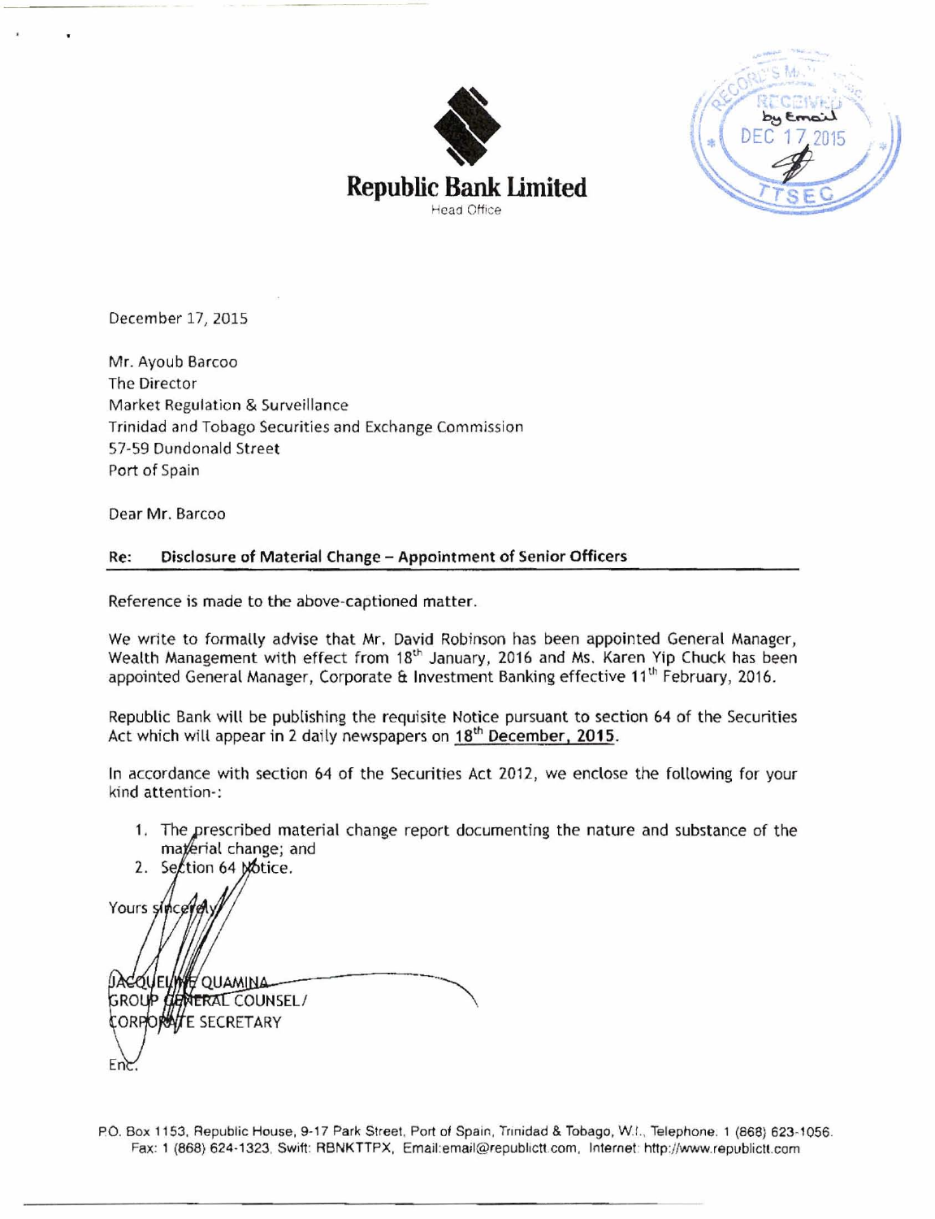**Republic Bank Limited**
Head Office

RECORDS MANAGEMENT
RECEIVED by Email
DEC 17 2015
TTSEC

December 17, 2015

Mr. Ayoub Barcoo
The Director
Market Regulation & Surveillance
Trinidad and Tobago Securities and Exchange Commission
57-59 Dundonald Street
Port of Spain

Dear Mr. Barcoo

**Re: Disclosure of Material Change – Appointment of Senior Officers**

Reference is made to the above-captioned matter.

We write to formally advise that Mr. David Robinson has been appointed General Manager, Wealth Management with effect from 18th January, 2016 and Ms. Karen Yip Chuck has been appointed General Manager, Corporate & Investment Banking effective 11th February, 2016.

Republic Bank will be publishing the requisite Notice pursuant to section 64 of the Securities Act which will appear in 2 daily newspapers on **18th December, 2015**.

In accordance with section 64 of the Securities Act 2012, we enclose the following for your kind attention-:

1. The prescribed material change report documenting the nature and substance of the material change; and
2. Section 64 Notice.

Yours sincerely

JACQUELINE QUAMINA
GROUP GENERAL COUNSEL/
CORPORATE SECRETARY

Enc.

P.O. Box 1153, Republic House, 9-17 Park Street, Port of Spain, Trinidad & Tobago, W.I., Telephone. 1 (868) 623-1056.
Fax: 1 (868) 624-1323, Swift: RBNKTTPX, Email:email@republictt.com, Internet: http://www.republictt.com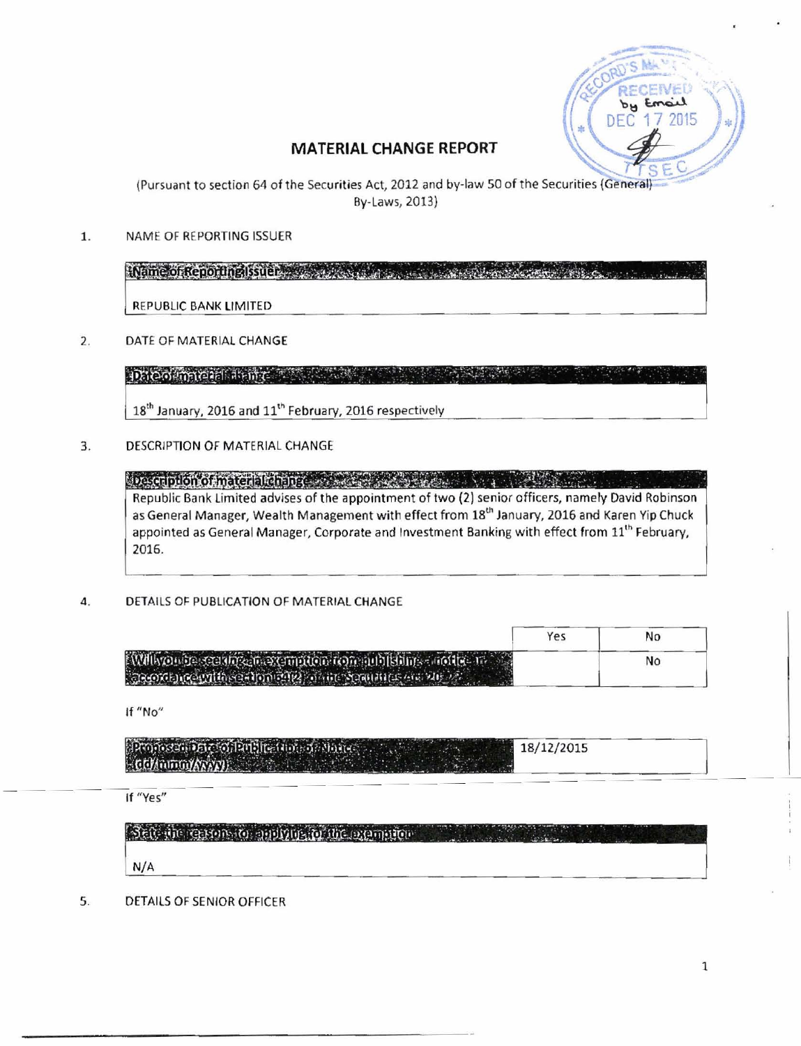# MATERIAL CHANGE REPORT

(Pursuant to section 64 of the Securities Act, 2012 and by-law 50 of the Securities (General) By-Laws, 2013)

RECORD'S MANAGER RECEIVED by Email DEC 17 2015 TTSEC

1. NAME OF REPORTING ISSUER

| Name of Reporting Issuer |
|---|
| REPUBLIC BANK LIMITED |

2. DATE OF MATERIAL CHANGE

| Date of material change |
|---|
| 18th January, 2016 and 11th February, 2016 respectively |

3. DESCRIPTION OF MATERIAL CHANGE

| Description of material change |
|---|
| Republic Bank Limited advises of the appointment of two (2) senior officers, namely David Robinson as General Manager, Wealth Management with effect from 18th January, 2016 and Karen Yip Chuck appointed as General Manager, Corporate and Investment Banking with effect from 11th February, 2016. |

4. DETAILS OF PUBLICATION OF MATERIAL CHANGE

| | Yes | No |
|---|---|---|
| Will you be seeking an exemption from publishing a notice in accordance with section 64(2) of the Securities Act 2012? | | No |

If "No"

| Proposed Date of Publication of Notice (dd/mm/yyyy) | 18/12/2015 |
|---|---|

If "Yes"

| State the reasons for applying for the exemption |
|---|
| N/A |

5. DETAILS OF SENIOR OFFICER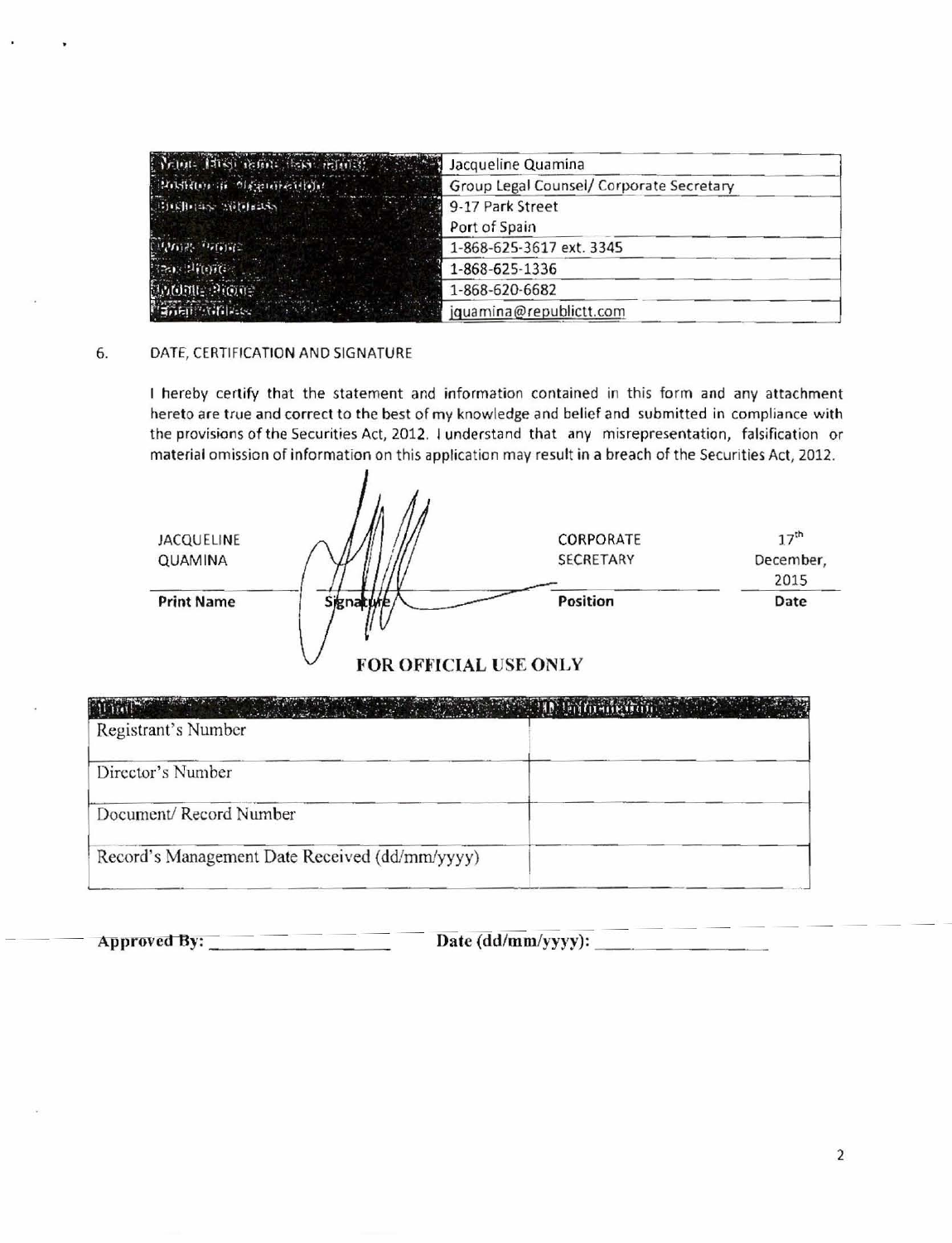| Name (First name, last name) | Jacqueline Quamina |
|---|---|
| Position in Organization | Group Legal Counsel/ Corporate Secretary |
| Business Address | 9-17 Park Street<br>Port of Spain |
| Work Phone | 1-868-625-3617 ext. 3345 |
| Fax Phone | 1-868-625-1336 |
| Mobile Phone | 1-868-620-6682 |
| Email Address | jquamina@republictt.com |

6. DATE, CERTIFICATION AND SIGNATURE

I hereby certify that the statement and information contained in this form and any attachment hereto are true and correct to the best of my knowledge and belief and submitted in compliance with the provisions of the Securities Act, 2012. I understand that any misrepresentation, falsification or material omission of information on this application may result in a breach of the Securities Act, 2012.

| JACQUELINE QUAMINA | | CORPORATE SECRETARY | 17th December, 2015 |
|---|---|---|---|
| **Print Name** | **Signature** | **Position** | **Date** |

**FOR OFFICIAL USE ONLY**

| Field | ID Information |
|---|---|
| Registrant's Number | |
| Director's Number | |
| Document/ Record Number | |
| Record's Management Date Received (dd/mm/yyyy) | |

**Approved By:** ________________ **Date (dd/mm/yyyy):** ________________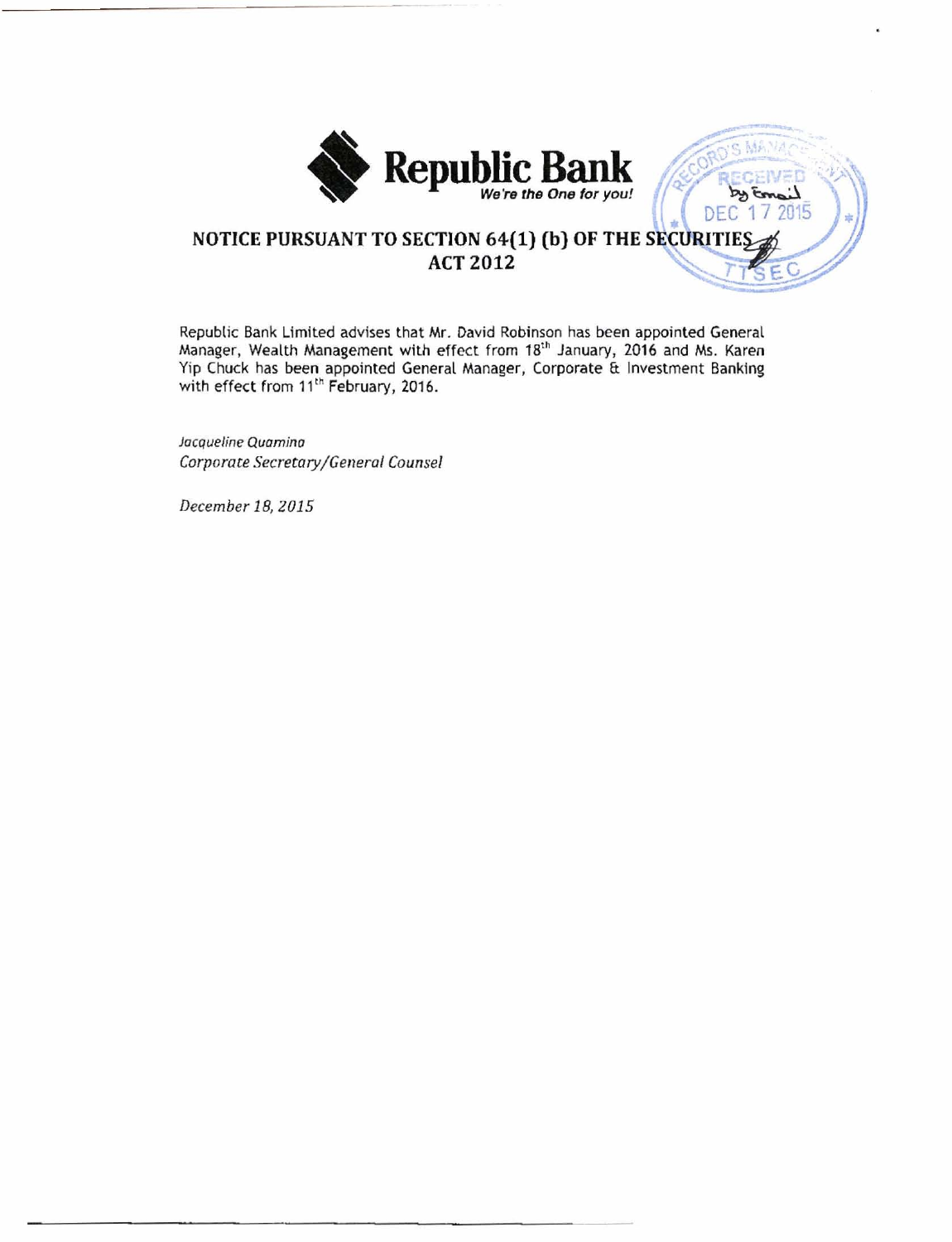**Republic Bank**
*We're the One for you!*

## NOTICE PURSUANT TO SECTION 64(1) (b) OF THE SECURITIES ACT 2012

Republic Bank Limited advises that Mr. David Robinson has been appointed General Manager, Wealth Management with effect from 18[th] January, 2016 and Ms. Karen Yip Chuck has been appointed General Manager, Corporate & Investment Banking with effect from 11[th] February, 2016.

*Jacqueline Quamina*
*Corporate Secretary/General Counsel*

*December 18, 2015*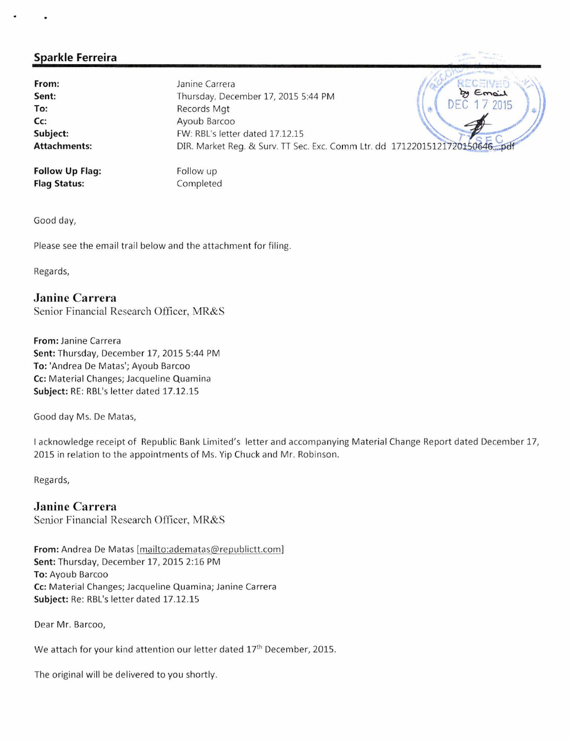## Sparkle Ferreira

| | |
|---|---|
| **From:** | Janine Carrera |
| **Sent:** | Thursday, December 17, 2015 5:44 PM |
| **To:** | Records Mgt |
| **Cc:** | Ayoub Barcoo |
| **Subject:** | FW: RBL's letter dated 17.12.15 |
| **Attachments:** | DIR. Market Reg. & Surv. TT Sec. Exc. Comm Ltr. dd 17122015121720150646....pdf |
| **Follow Up Flag:** | Follow up |
| **Flag Status:** | Completed |

RECEIVED by Email DEC 17 2015 TTSEC

Good day,

Please see the email trail below and the attachment for filing.

Regards,

**Janine Carrera**
Senior Financial Research Officer, MR&S

**From:** Janine Carrera
**Sent:** Thursday, December 17, 2015 5:44 PM
**To:** 'Andrea De Matas'; Ayoub Barcoo
**Cc:** Material Changes; Jacqueline Quamina
**Subject:** RE: RBL's letter dated 17.12.15

Good day Ms. De Matas,

I acknowledge receipt of Republic Bank Limited's letter and accompanying Material Change Report dated December 17, 2015 in relation to the appointments of Ms. Yip Chuck and Mr. Robinson.

Regards,

**Janine Carrera**
Senior Financial Research Officer, MR&S

**From:** Andrea De Matas [mailto:adematas@republictt.com]
**Sent:** Thursday, December 17, 2015 2:16 PM
**To:** Ayoub Barcoo
**Cc:** Material Changes; Jacqueline Quamina; Janine Carrera
**Subject:** Re: RBL's letter dated 17.12.15

Dear Mr. Barcoo,

We attach for your kind attention our letter dated 17th December, 2015.

The original will be delivered to you shortly.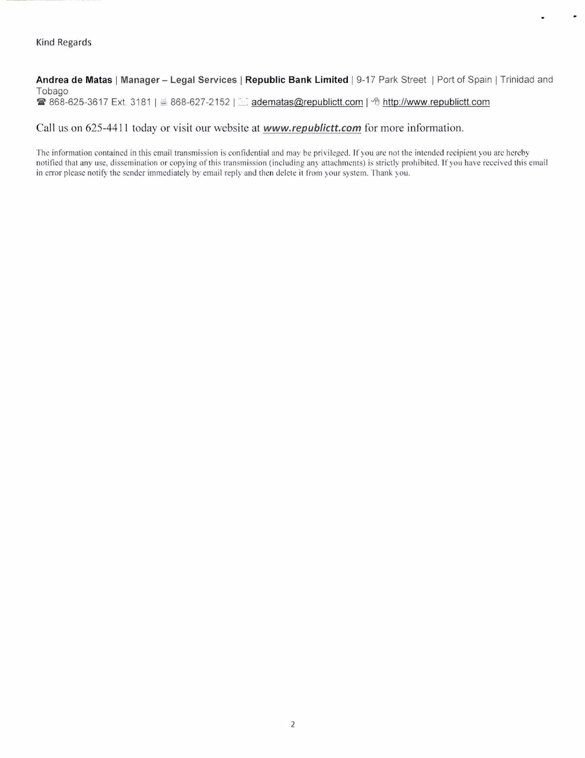Kind Regards

**Andrea de Matas** | **Manager – Legal Services** | **Republic Bank Limited** | 9-17 Park Street | Port of Spain | Trinidad and Tobago
☎ 868-625-3617 Ext. 3181 | 868-627-2152 | adematas@republictt.com | http://www.republictt.com

Call us on 625-4411 today or visit our website at ***www.republictt.com*** for more information.

The information contained in this email transmission is confidential and may be privileged. If you are not the intended recipient you are hereby notified that any use, dissemination or copying of this transmission (including any attachments) is strictly prohibited. If you have received this email in error please notify the sender immediately by email reply and then delete it from your system. Thank you.